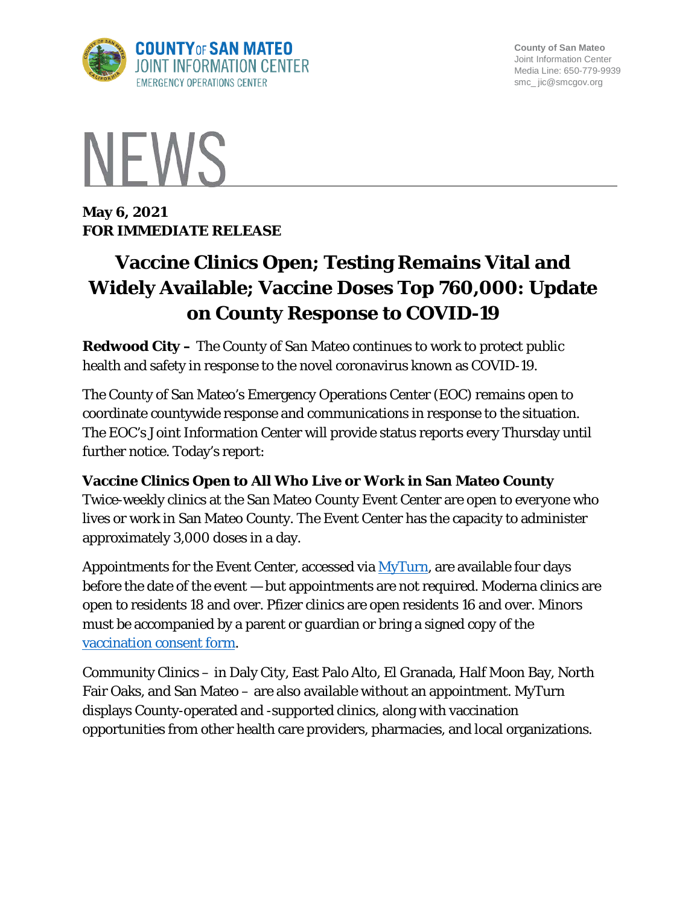COUNTY OF SAN MATEO
JOINT INFORMATION CENTER
EMERGENCY OPERATIONS CENTER

County of San Mateo
Joint Information Center
Media Line: 650-779-9939
smc_ jic@smcgov.org

# NEWS

**May 6, 2021**
**FOR IMMEDIATE RELEASE**

# Vaccine Clinics Open; Testing Remains Vital and Widely Available; Vaccine Doses Top 760,000: Update on County Response to COVID-19

**Redwood City –** The County of San Mateo continues to work to protect public health and safety in response to the novel coronavirus known as COVID-19.

The County of San Mateo's Emergency Operations Center (EOC) remains open to coordinate countywide response and communications in response to the situation. The EOC's Joint Information Center will provide status reports every Thursday until further notice. Today's report:

**Vaccine Clinics Open to All Who Live or Work in San Mateo County**

Twice-weekly clinics at the San Mateo County Event Center are open to everyone who lives or work in San Mateo County. The Event Center has the capacity to administer approximately 3,000 doses in a day.

Appointments for the Event Center, accessed via MyTurn, are available four days before the date of the event — but appointments are not required. Moderna clinics are open to residents 18 and over. Pfizer clinics are open residents 16 and over. Minors must be accompanied by a parent or guardian or bring a signed copy of the vaccination consent form.

Community Clinics – in Daly City, East Palo Alto, El Granada, Half Moon Bay, North Fair Oaks, and San Mateo – are also available without an appointment. MyTurn displays County-operated and -supported clinics, along with vaccination opportunities from other health care providers, pharmacies, and local organizations.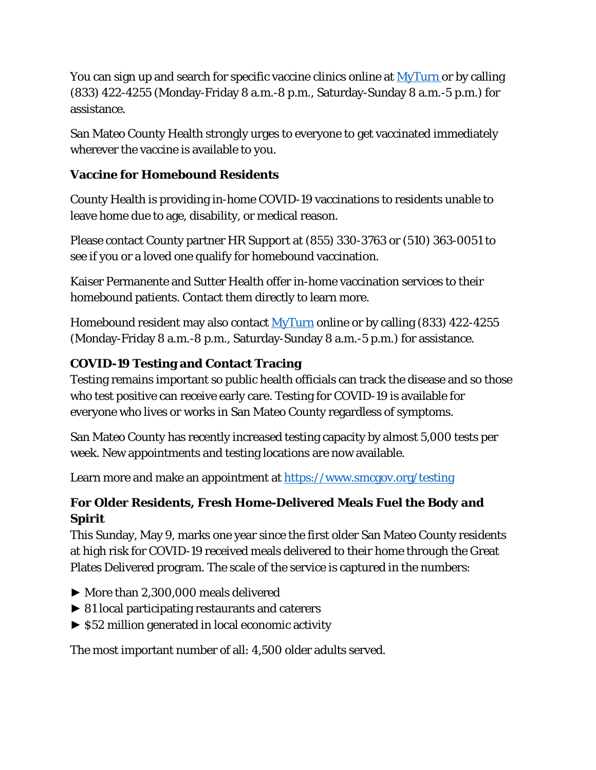You can sign up and search for specific vaccine clinics online at [MyTurn](MyTurn) or by calling (833) 422-4255 (Monday-Friday 8 a.m.-8 p.m., Saturday-Sunday 8 a.m.-5 p.m.) for assistance.

San Mateo County Health strongly urges to everyone to get vaccinated immediately wherever the vaccine is available to you.

### Vaccine for Homebound Residents

County Health is providing in-home COVID-19 vaccinations to residents unable to leave home due to age, disability, or medical reason.

Please contact County partner HR Support at (855) 330-3763 or (510) 363-0051 to see if you or a loved one qualify for homebound vaccination.

Kaiser Permanente and Sutter Health offer in-home vaccination services to their homebound patients. Contact them directly to learn more.

Homebound resident may also contact [MyTurn](MyTurn) online or by calling (833) 422-4255 (Monday-Friday 8 a.m.-8 p.m., Saturday-Sunday 8 a.m.-5 p.m.) for assistance.

### COVID-19 Testing and Contact Tracing

Testing remains important so public health officials can track the disease and so those who test positive can receive early care. Testing for COVID-19 is available for everyone who lives or works in San Mateo County regardless of symptoms.

San Mateo County has recently increased testing capacity by almost 5,000 tests per week. New appointments and testing locations are now available.

Learn more and make an appointment at [https://www.smcgov.org/testing](https://www.smcgov.org/testing)

### For Older Residents, Fresh Home-Delivered Meals Fuel the Body and Spirit

This Sunday, May 9, marks one year since the first older San Mateo County residents at high risk for COVID-19 received meals delivered to their home through the Great Plates Delivered program. The scale of the service is captured in the numbers:

► More than 2,300,000 meals delivered
► 81 local participating restaurants and caterers
► $52 million generated in local economic activity

The most important number of all: 4,500 older adults served.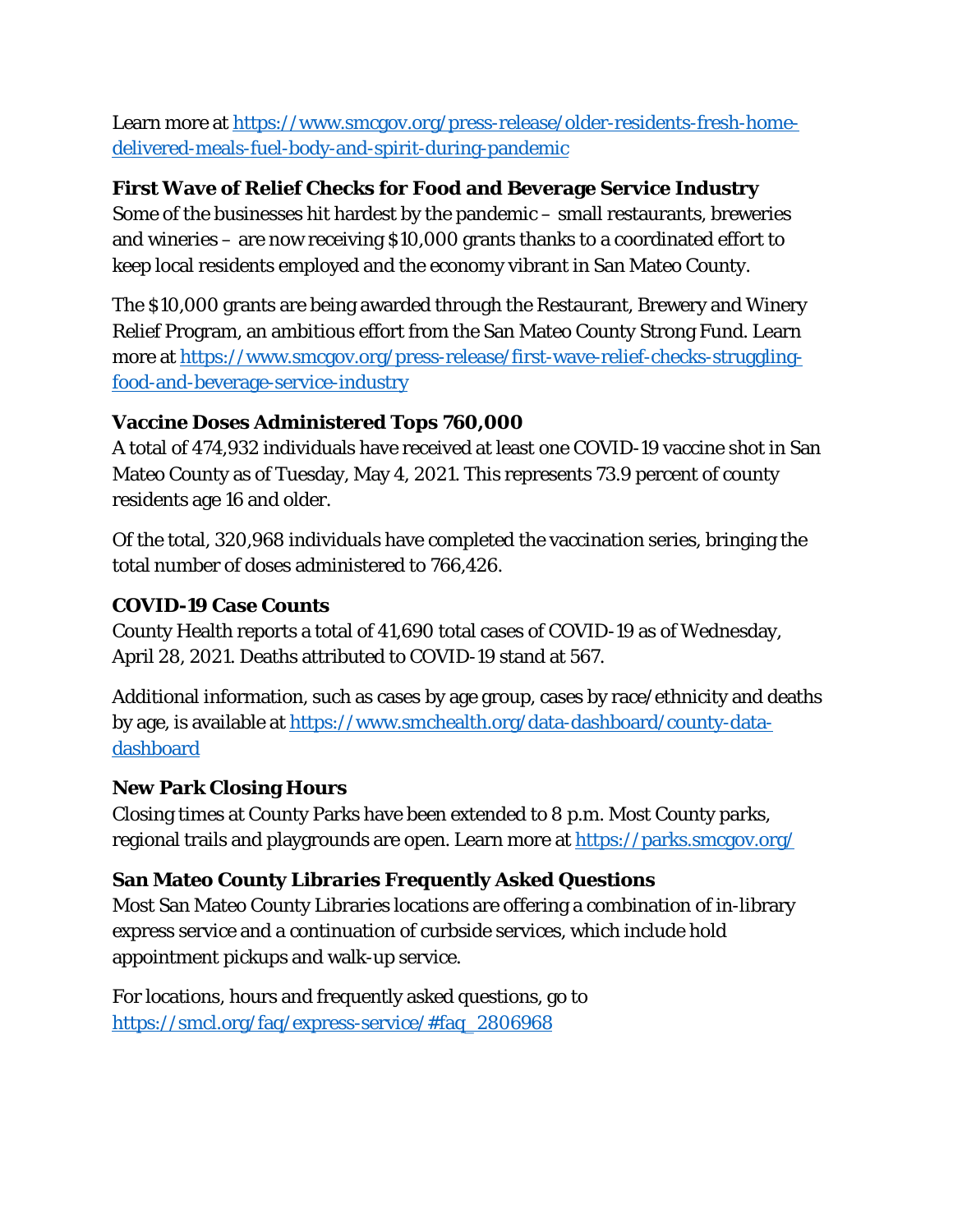Learn more at https://www.smcgov.org/press-release/older-residents-fresh-home-delivered-meals-fuel-body-and-spirit-during-pandemic

**First Wave of Relief Checks for Food and Beverage Service Industry**

Some of the businesses hit hardest by the pandemic – small restaurants, breweries and wineries – are now receiving $10,000 grants thanks to a coordinated effort to keep local residents employed and the economy vibrant in San Mateo County.

The $10,000 grants are being awarded through the Restaurant, Brewery and Winery Relief Program, an ambitious effort from the San Mateo County Strong Fund. Learn more at https://www.smcgov.org/press-release/first-wave-relief-checks-struggling-food-and-beverage-service-industry

**Vaccine Doses Administered Tops 760,000**

A total of 474,932 individuals have received at least one COVID-19 vaccine shot in San Mateo County as of Tuesday, May 4, 2021. This represents 73.9 percent of county residents age 16 and older.

Of the total, 320,968 individuals have completed the vaccination series, bringing the total number of doses administered to 766,426.

**COVID-19 Case Counts**

County Health reports a total of 41,690 total cases of COVID-19 as of Wednesday, April 28, 2021. Deaths attributed to COVID-19 stand at 567.

Additional information, such as cases by age group, cases by race/ethnicity and deaths by age, is available at https://www.smchealth.org/data-dashboard/county-data-dashboard

**New Park Closing Hours**

Closing times at County Parks have been extended to 8 p.m. Most County parks, regional trails and playgrounds are open. Learn more at https://parks.smcgov.org/

**San Mateo County Libraries Frequently Asked Questions**

Most San Mateo County Libraries locations are offering a combination of in-library express service and a continuation of curbside services, which include hold appointment pickups and walk-up service.

For locations, hours and frequently asked questions, go to https://smcl.org/faq/express-service/#faq_2806968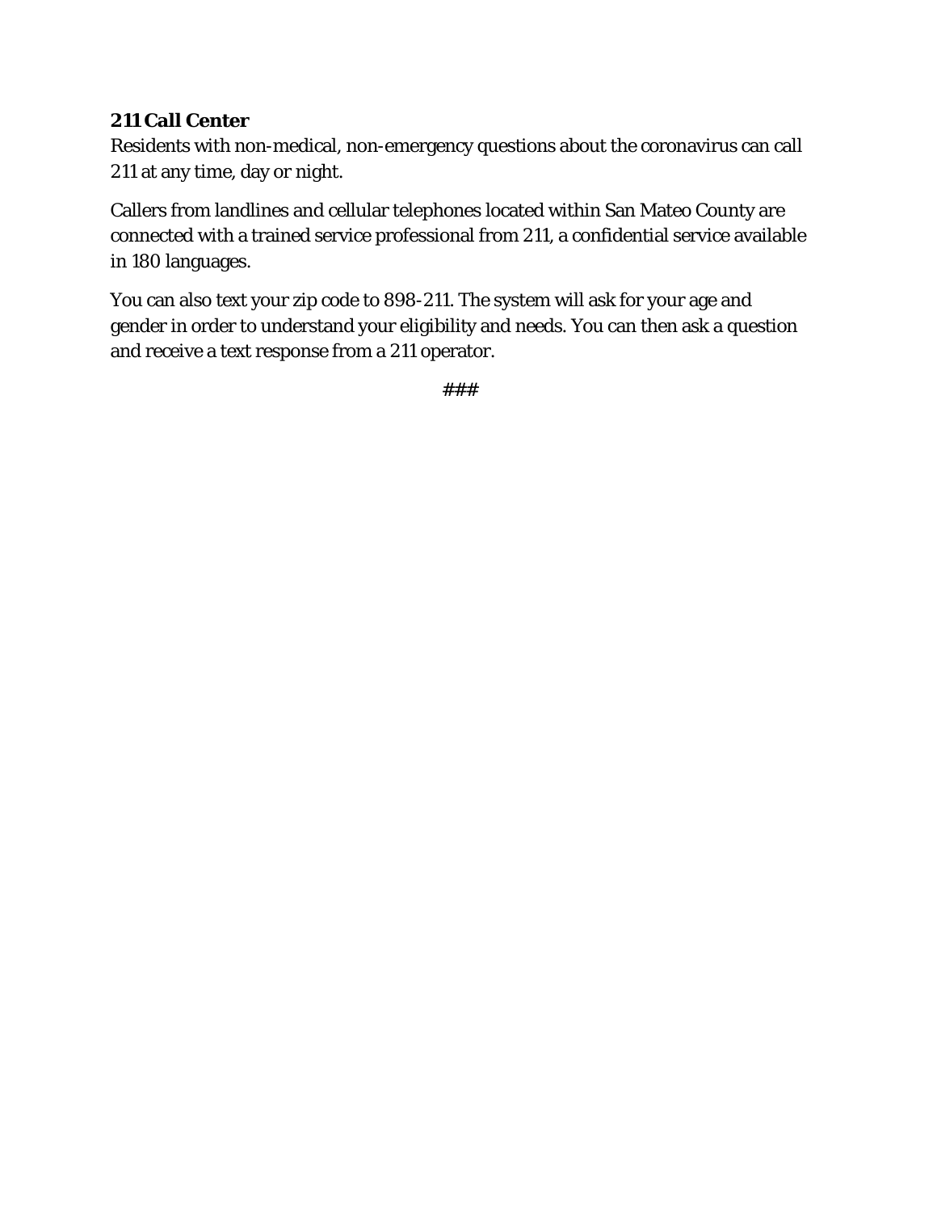**211 Call Center**

Residents with non-medical, non-emergency questions about the coronavirus can call 211 at any time, day or night.

Callers from landlines and cellular telephones located within San Mateo County are connected with a trained service professional from 211, a confidential service available in 180 languages.

You can also text your zip code to 898-211. The system will ask for your age and gender in order to understand your eligibility and needs. You can then ask a question and receive a text response from a 211 operator.

###